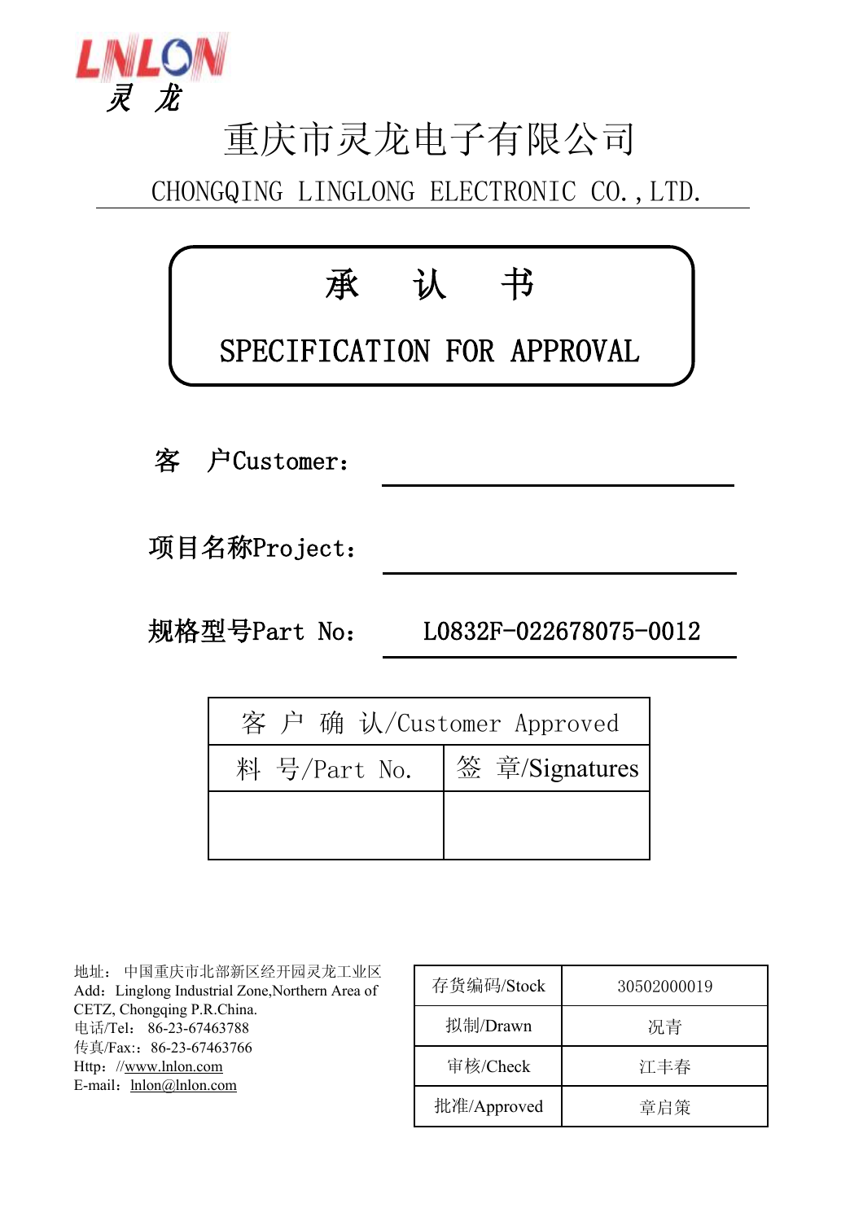LNLON
灵 龙

# 重庆市灵龙电子有限公司

CHONGQING LINGLONG ELECTRONIC CO.,LTD.

## 承 认 书

## SPECIFICATION FOR APPROVAL

**客 户Customer：** ______________________

**项目名称Project：** ______________________

**规格型号Part No：** L0832F-022678075-0012

| 客 户 确 认/Customer Approved | |
|---|---|
| 料 号/Part No. | 签 章/Signatures |
| | |

地址： 中国重庆市北部新区经开园灵龙工业区
Add：Linglong Industrial Zone,Northern Area of CETZ, Chongqing P.R.China.
电话/Tel： 86-23-67463788
传真/Fax:： 86-23-67463766
Http：//www.lnlon.com
E-mail：lnlon@lnlon.com

| 存货编码/Stock | 30502000019 |
|---|---|
| 拟制/Drawn | 况青 |
| 审核/Check | 江丰春 |
| 批准/Approved | 章启策 |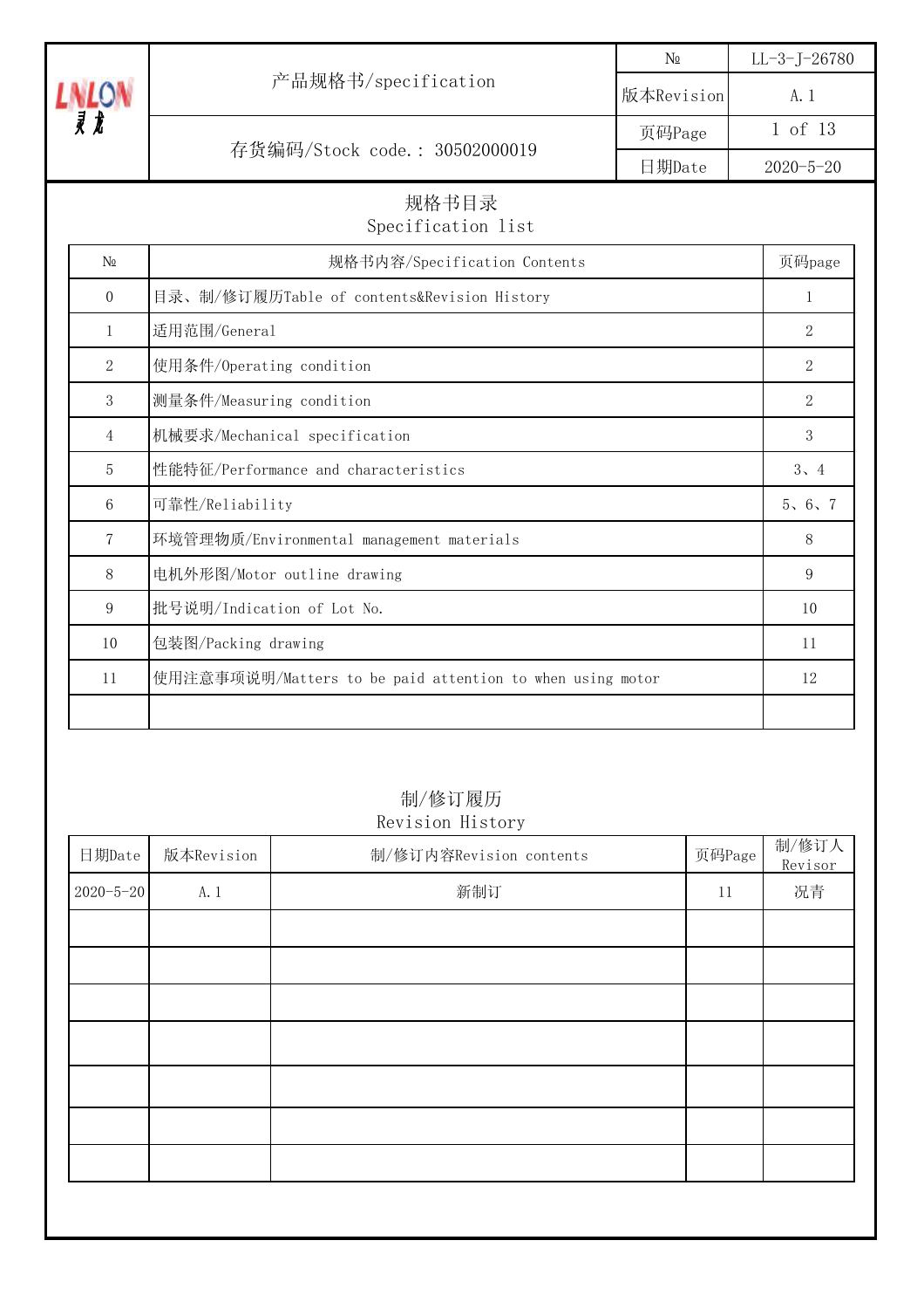| LNLON 灵龙 | 产品规格书/specification | № | LL-3-J-26780 |
|---|---|---|---|
| | | 版本Revision | A.1 |
| | 存货编码/Stock code.: 30502000019 | 页码Page | 1 of 13 |
| | | 日期Date | 2020-5-20 |

## 规格书目录
## Specification list

| № | 规格书内容/Specification Contents | 页码page |
|---|---|---|
| 0 | 目录、制/修订履历Table of contents&Revision History | 1 |
| 1 | 适用范围/General | 2 |
| 2 | 使用条件/Operating condition | 2 |
| 3 | 测量条件/Measuring condition | 2 |
| 4 | 机械要求/Mechanical specification | 3 |
| 5 | 性能特征/Performance and characteristics | 3、4 |
| 6 | 可靠性/Reliability | 5、6、7 |
| 7 | 环境管理物质/Environmental management materials | 8 |
| 8 | 电机外形图/Motor outline drawing | 9 |
| 9 | 批号说明/Indication of Lot No. | 10 |
| 10 | 包装图/Packing drawing | 11 |
| 11 | 使用注意事项说明/Matters to be paid attention to when using motor | 12 |
| | | |

## 制/修订履历
## Revision History

| 日期Date | 版本Revision | 制/修订内容Revision contents | 页码Page | 制/修订人 Revisor |
|---|---|---|---|---|
| 2020-5-20 | A.1 | 新制订 | 11 | 况青 |
| | | | | |
| | | | | |
| | | | | |
| | | | | |
| | | | | |
| | | | | |
| | | | | |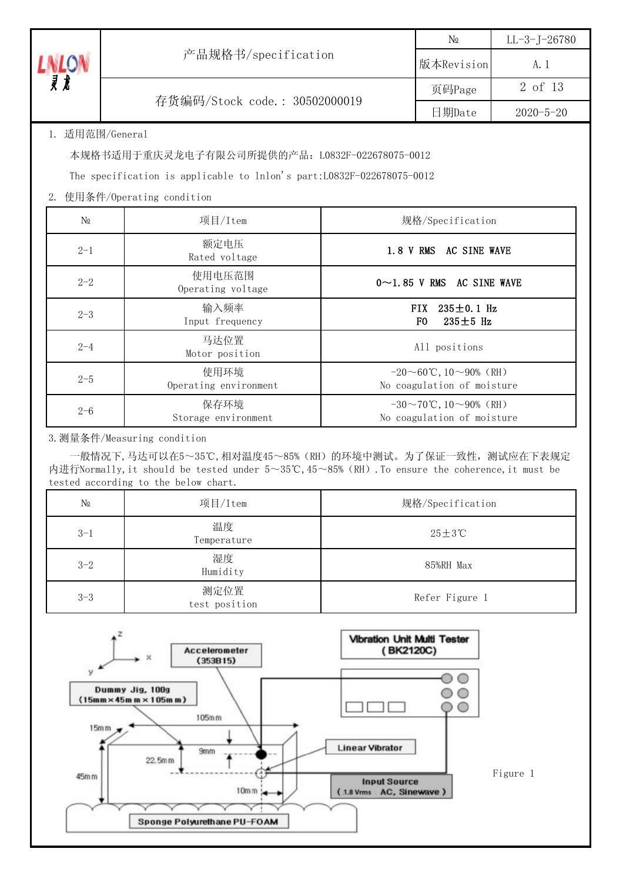| | 产品规格书/specification | № | LL-3-J-26780 |
|---|---|---|---|
| | | 版本Revision | A.1 |
| | 存货编码/Stock code.: 30502000019 | 页码Page | 2 of 13 |
| | | 日期Date | 2020-5-20 |

1. 适用范围/General

本规格书适用于重庆灵龙电子有限公司所提供的产品：L0832F-022678075-0012

The specification is applicable to lnlon's part:L0832F-022678075-0012

2. 使用条件/Operating condition

| № | 项目/Item | 规格/Specification |
|---|---|---|
| 2-1 | 额定电压<br>Rated voltage | **1.8 V RMS AC SINE WAVE** |
| 2-2 | 使用电压范围<br>Operating voltage | **0～1.85 V RMS AC SINE WAVE** |
| 2-3 | 输入频率<br>Input frequency | **FIX 235±0.1 Hz**<br>**F0 235±5 Hz** |
| 2-4 | 马达位置<br>Motor position | All positions |
| 2-5 | 使用环境<br>Operating environment | -20～60℃,10～90%（RH）<br>No coagulation of moisture |
| 2-6 | 保存环境<br>Storage environment | -30～70℃,10～90%（RH）<br>No coagulation of moisture |

3. 测量条件/Measuring condition

一般情况下，马达可以在5～35℃，相对温度45～85%（RH）的环境中测试。为了保证一致性，测试应在下表规定内进行Normally,it should be tested under 5～35℃,45～85%（RH）.To ensure the coherence,it must be tested according to the below chart.

| № | 项目/Item | 规格/Specification |
|---|---|---|
| 3-1 | 温度<br>Temperature | 25±3℃ |
| 3-2 | 湿度<br>Humidity | 85%RH Max |
| 3-3 | 测定位置<br>test position | Refer Figure 1 |

Figure 1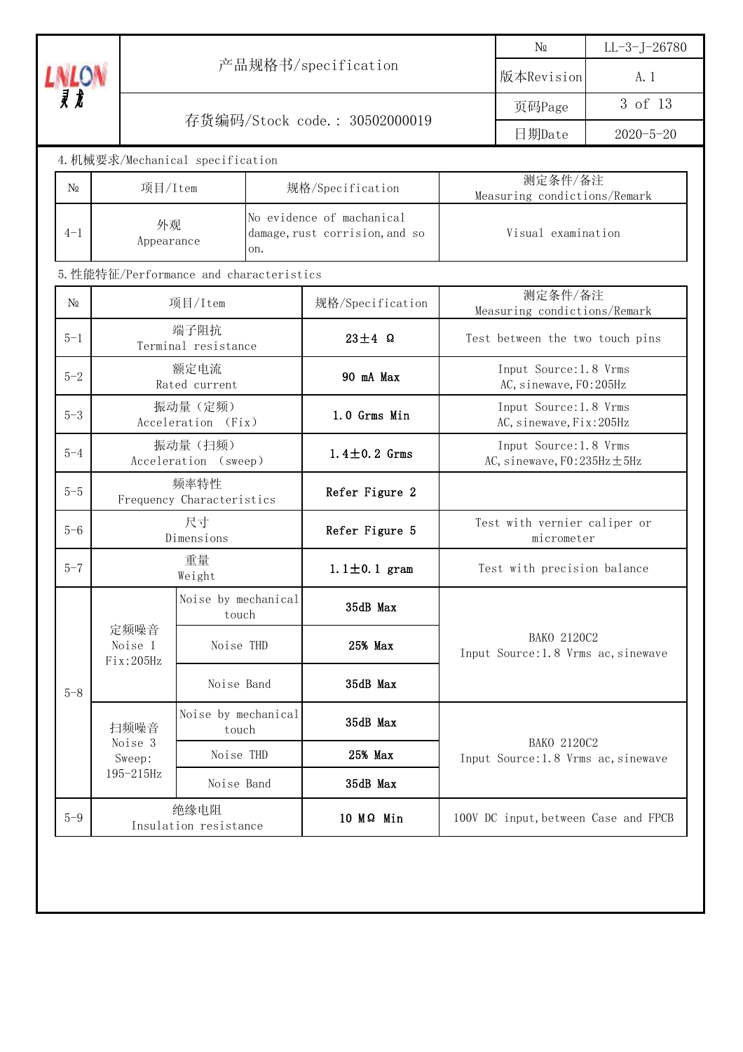## 4. 机械要求/Mechanical specification

| № | 项目/Item | 规格/Specification | 测定条件/备注 Measuring condictions/Remark |
|---|---|---|---|
| 4-1 | 外观 Appearance | No evidence of machanical damage, rust corrision, and so on. | Visual examination |

## 5. 性能特征/Performance and characteristics

| № | 项目/Item | | 规格/Specification | 测定条件/备注 Measuring condictions/Remark |
|---|---|---|---|---|
| 5-1 | 端子阻抗 Terminal resistance | | **23±4 Ω** | Test between the two touch pins |
| 5-2 | 额定电流 Rated current | | **90 mA Max** | Input Source:1.8 Vrms AC, sinewave, F0:205Hz |
| 5-3 | 振动量（定频） Acceleration （Fix） | | **1.0 Grms Min** | Input Source:1.8 Vrms AC, sinewave, Fix:205Hz |
| 5-4 | 振动量（扫频） Acceleration （sweep） | | **1.4±0.2 Grms** | Input Source:1.8 Vrms AC, sinewave, F0:235Hz±5Hz |
| 5-5 | 频率特性 Frequency Characteristics | | **Refer Figure 2** | |
| 5-6 | 尺寸 Dimensions | | **Refer Figure 5** | Test with vernier caliper or micrometer |
| 5-7 | 重量 Weight | | **1.1±0.1 gram** | Test with precision balance |
| 5-8 | 定频噪音 Noise 1 Fix:205Hz | Noise by mechanical touch | **35dB Max** | BAKO 2120C2 Input Source:1.8 Vrms ac, sinewave |
| | | Noise THD | **25% Max** | |
| | | Noise Band | **35dB Max** | |
| | 扫频噪音 Noise 3 Sweep: 195-215Hz | Noise by mechanical touch | **35dB Max** | BAKO 2120C2 Input Source:1.8 Vrms ac, sinewave |
| | | Noise THD | **25% Max** | |
| | | Noise Band | **35dB Max** | |
| 5-9 | 绝缘电阻 Insulation resistance | | **10 MΩ Min** | 100V DC input, between Case and FPCB |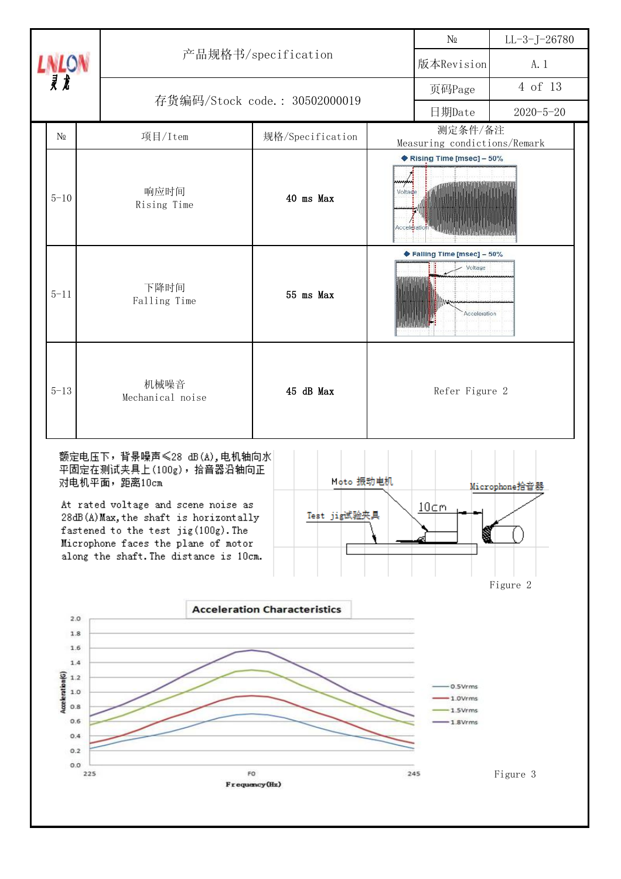| № | 项目/Item | 规格/Specification | 测定条件/备注 Measuring conditions/Remark |
|---|---|---|---|
| 5-10 | 响应时间 Rising Time | **40 ms Max** | ◆ Rising Time [msec] – 50% |
| 5-11 | 下降时间 Falling Time | **55 ms Max** | ◆ Falling Time [msec] – 50% |
| 5-13 | 机械噪音 Mechanical noise | **45 dB Max** | Refer Figure 2 |

额定电压下，背景噪声≤28 dB(A),电机轴向水平固定在测试夹具上(100g)，拾音器沿轴向正对电机平面，距离10cm

At rated voltage and scene noise as 28dB(A)Max,the shaft is horizontally fastened to the test jig(100g).The Microphone faces the plane of motor along the shaft.The distance is 10cm.

Moto 振动电机

Microphone拾音器

Test jig试验夹具

10cm

Figure 2

**Acceleration Characteristics**

Acceleration(G)

Frequency(Hz)

225 F0 245

0.5Vrms
1.0Vrms
1.5Vrms
1.8Vrms

Figure 3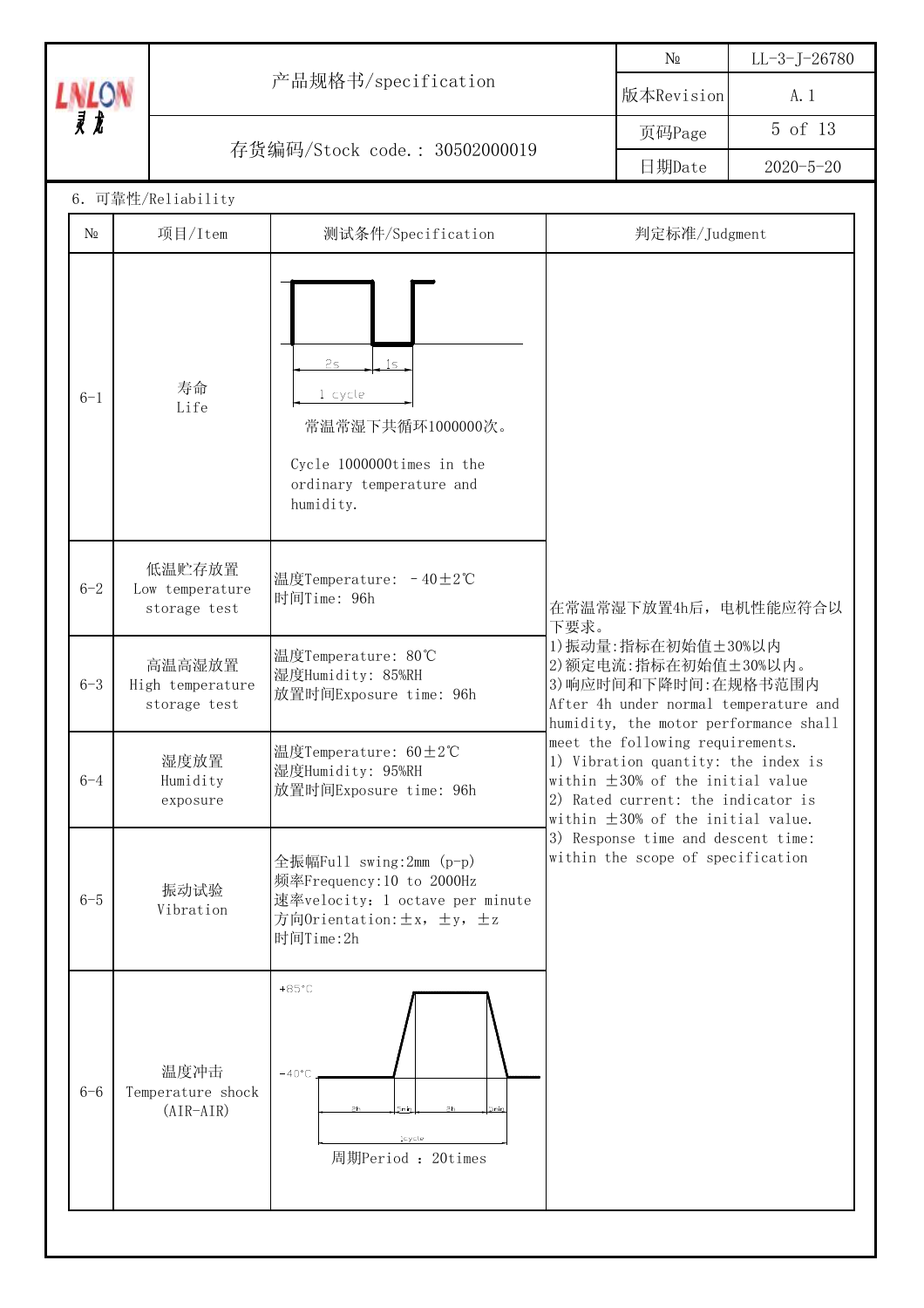## 6. 可靠性/Reliability

| № | 项目/Item | 测试条件/Specification | 判定标准/Judgment |
|---|---|---|---|
| 6-1 | 寿命<br>Life | 2s 1s<br>1 cycle<br>常温常湿下共循环1000000次。<br>Cycle 1000000times in the ordinary temperature and humidity. | 在常温常湿下放置4h后，电机性能应符合以下要求。<br>1)振动量:指标在初始值±30%以内<br>2)额定电流:指标在初始值±30%以内。<br>3)响应时间和下降时间:在规格书范围内<br>After 4h under normal temperature and humidity, the motor performance shall meet the following requirements.<br>1) Vibration quantity: the index is within ±30% of the initial value<br>2) Rated current: the indicator is within ±30% of the initial value.<br>3) Response time and descent time: within the scope of specification |
| 6-2 | 低温贮存放置<br>Low temperature storage test | 温度Temperature: －40±2℃<br>时间Time: 96h | |
| 6-3 | 高温高湿放置<br>High temperature storage test | 温度Temperature: 80℃<br>湿度Humidity: 85%RH<br>放置时间Exposure time: 96h | |
| 6-4 | 湿度放置<br>Humidity exposure | 温度Temperature: 60±2℃<br>湿度Humidity: 95%RH<br>放置时间Exposure time: 96h | |
| 6-5 | 振动试验<br>Vibration | 全振幅Full swing:2mm (p-p)<br>频率Frequency:10 to 2000Hz<br>速率velocity: 1 octave per minute<br>方向Orientation:±x, ±y, ±z<br>时间Time:2h | |
| 6-6 | 温度冲击<br>Temperature shock<br>(AIR-AIR) | +85°C<br>-40°C<br>2h 5min 2h 5min<br>1cycle<br>周期Period : 20times | |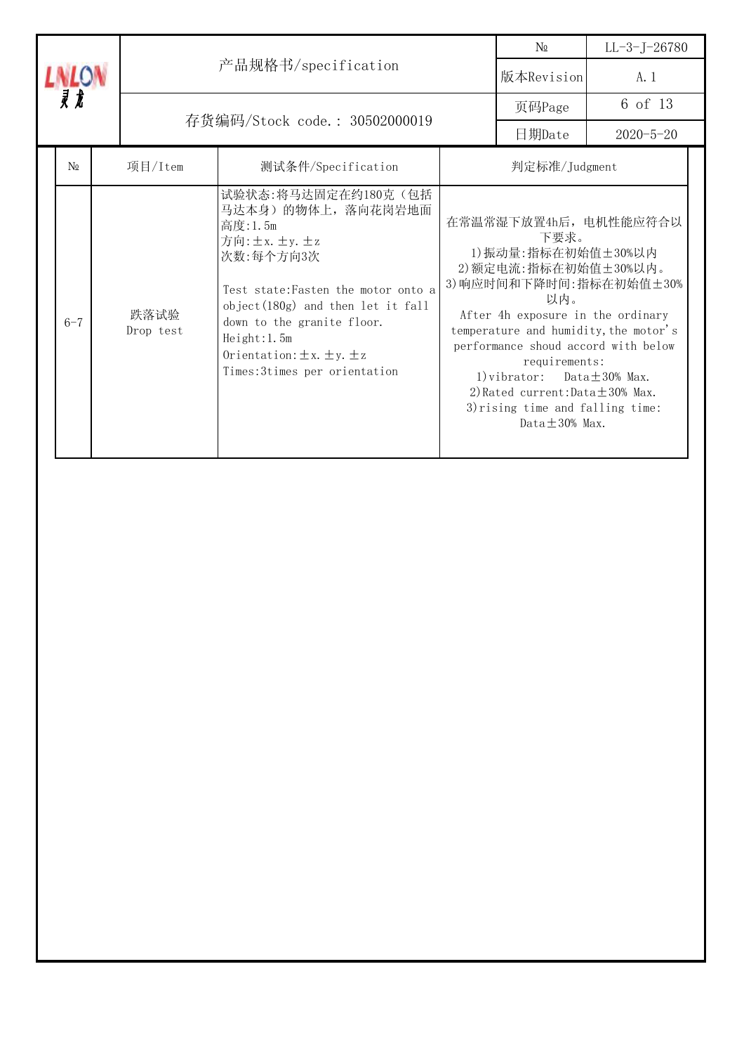| № | 项目/Item | 测试条件/Specification | 判定标准/Judgment |
|---|---|---|---|
| 6-7 | 跌落试验<br>Drop test | 试验状态:将马达固定在约180克（包括马达本身）的物体上，落向花岗岩地面<br>高度:1.5m<br>方向:±x.±y.±z<br>次数:每个方向3次<br><br>Test state:Fasten the motor onto a object(180g) and then let it fall down to the granite floor.<br>Height:1.5m<br>Orientation:±x.±y.±z<br>Times:3times per orientation | 在常温常湿下放置4h后，电机性能应符合以下要求。<br>1)振动量:指标在初始值±30%以内<br>2)额定电流:指标在初始值±30%以内。<br>3)响应时间和下降时间:指标在初始值±30%以内。<br>After 4h exposure in the ordinary temperature and humidity,the motor's performance shoud accord with below requirements:<br>1)vibrator: Data±30% Max.<br>2)Rated current:Data±30% Max.<br>3)rising time and falling time: Data±30% Max. |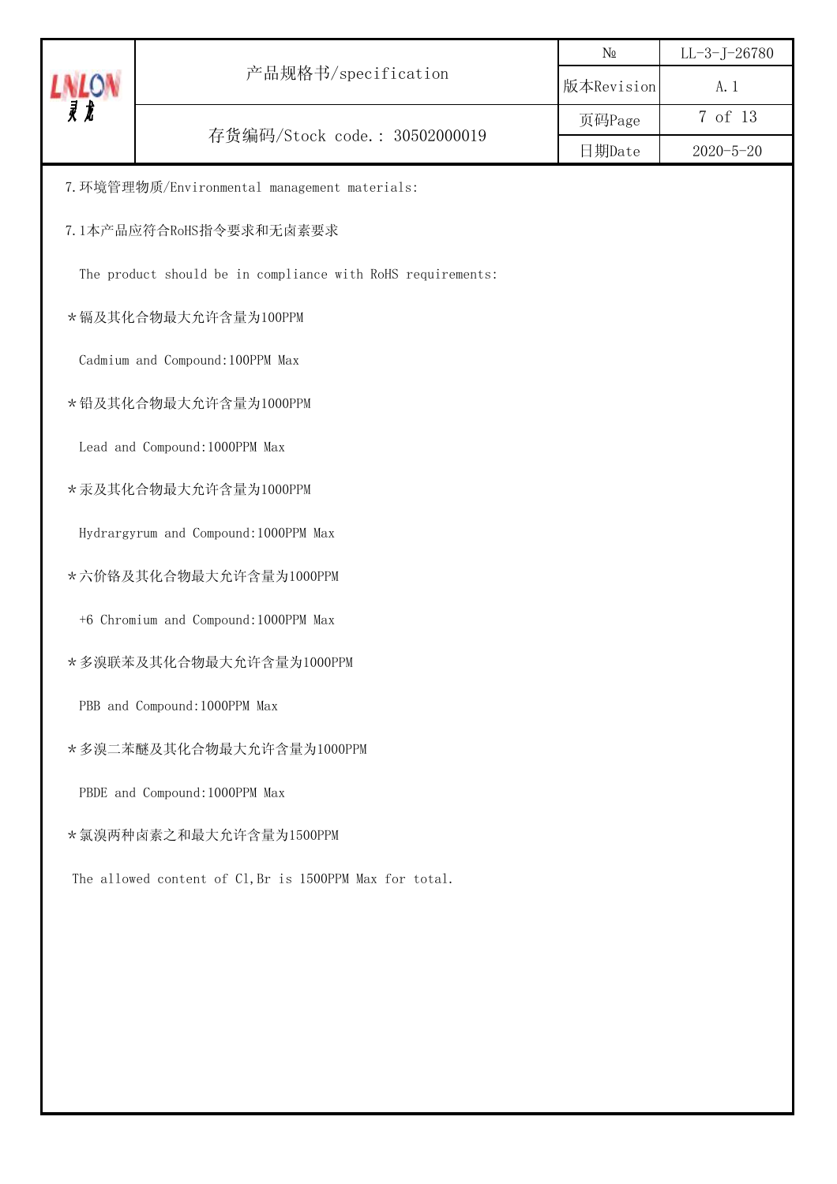7.环境管理物质/Environmental management materials:

7.1本产品应符合RoHS指令要求和无卤素要求

The product should be in compliance with RoHS requirements:

*镉及其化合物最大允许含量为100PPM

Cadmium and Compound:100PPM Max

*铅及其化合物最大允许含量为1000PPM

Lead and Compound:1000PPM Max

*汞及其化合物最大允许含量为1000PPM

Hydrargyrum and Compound:1000PPM Max

*六价铬及其化合物最大允许含量为1000PPM

+6 Chromium and Compound:1000PPM Max

*多溴联苯及其化合物最大允许含量为1000PPM

PBB and Compound:1000PPM Max

*多溴二苯醚及其化合物最大允许含量为1000PPM

PBDE and Compound:1000PPM Max

*氯溴两种卤素之和最大允许含量为1500PPM

The allowed content of Cl,Br is 1500PPM Max for total.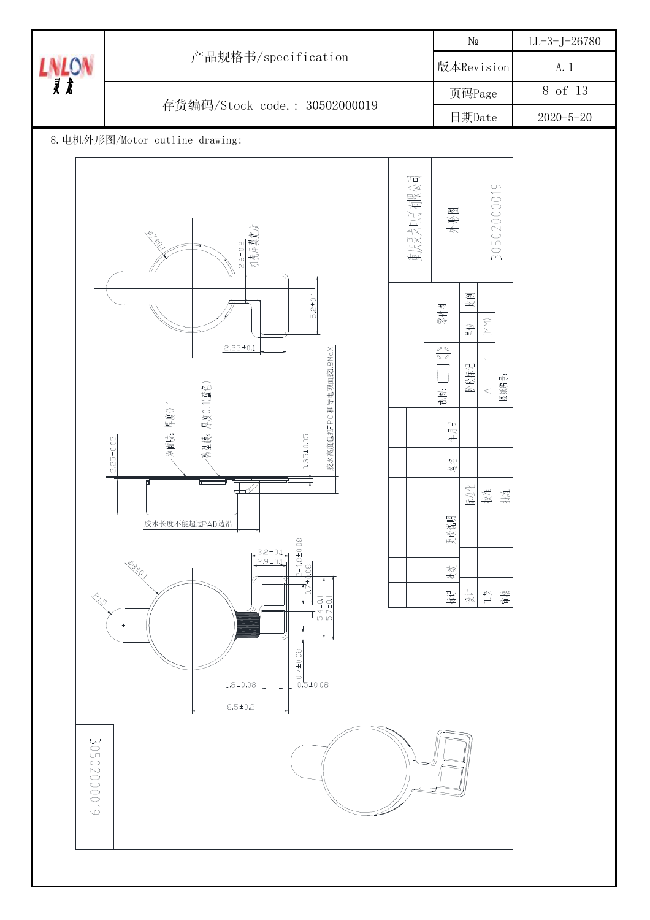| | 产品规格书/specification | № | LL-3-J-26780 |
|---|---|---|---|
| | | 版本Revision | A.1 |
| | 存货编码/Stock code.: 30502000019 | 页码Page | 8 of 13 |
| | | 日期Date | 2020-5-20 |

8. 电机外形图/Motor outline drawing:

Ø7±0.1

2.6±0.2 机壳最低高度

3.2±0.1

2.25±0.1

双面胶：厚度0.1

离型膜：厚度0.1(蓝色)

3.25±0.05

0.35±0.05

胶水高度包括FPC和导电双面胶1.8Max

胶水长度不能超过PAD边沿

Ø8±0.1

R1.5

3.2±0.1

2.9±0.1

1.8±0.08

1.08

0.7±0.08

5.4±0.1

5.7±0.1

0.7±0.08

1.8±0.08

0.5±0.08

8.5±0.2

重庆灵龙电子有限公司

外形图

30502000019

零件图

视图

阶段标记

A

1

单位

(MM)

比例

图纸编号：

标记 | 处数 | 更改说明 | 签名 | 年月日

设计 | 工艺 | 审核 | 标准化 | 校准 | 批准

30502000019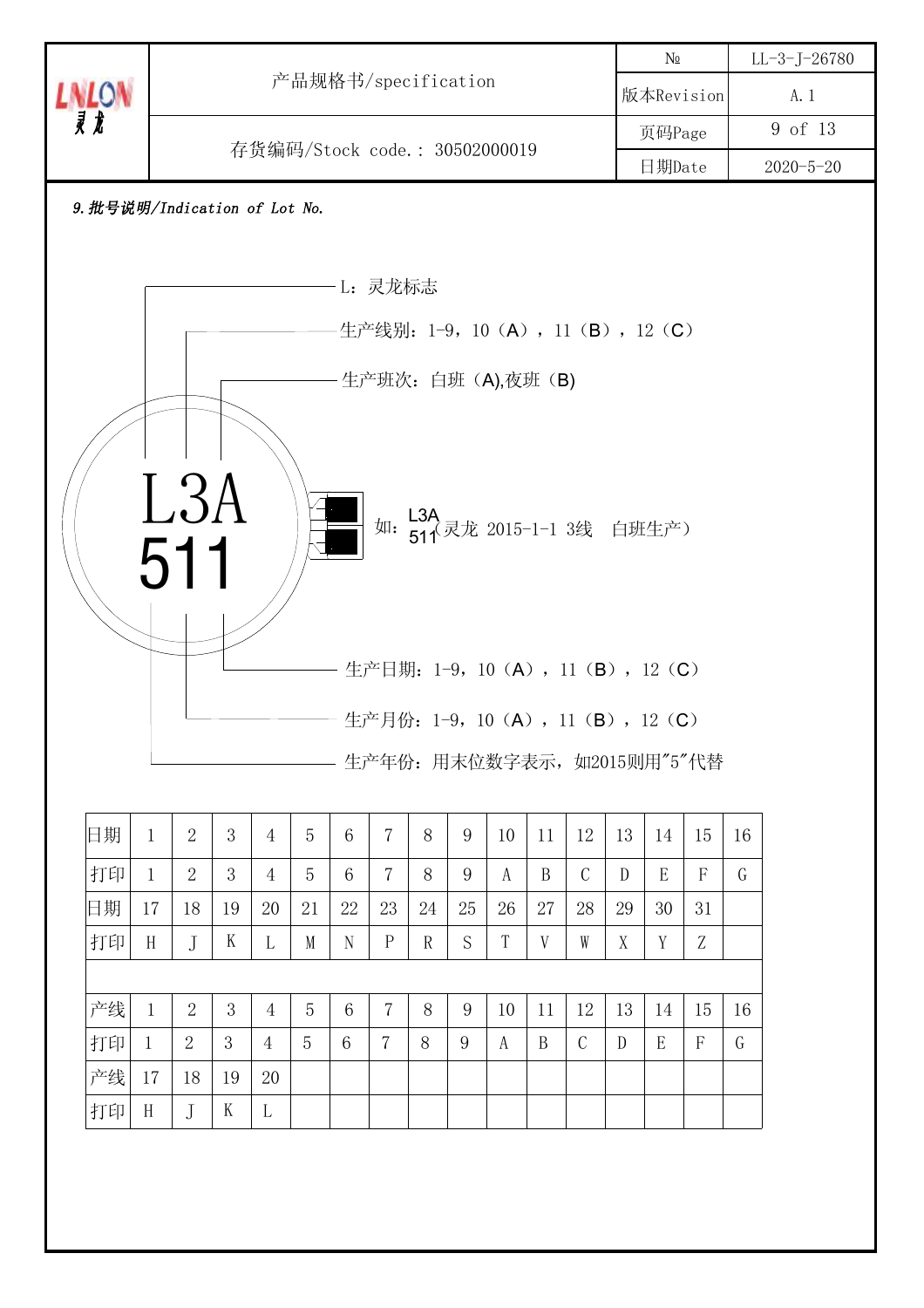| LNLON 灵龙 | 产品规格书/specification | № | LL-3-J-26780 |
|---|---|---|---|
| | | 版本Revision | A.1 |
| | 存货编码/Stock code.: 30502000019 | 页码Page | 9 of 13 |
| | | 日期Date | 2020-5-20 |

***9.批号说明/Indication of Lot No.***

L：灵龙标志

生产线别：1-9，10（A），11（B），12（C）

生产班次：白班（A),夜班（B)

L3A
511

如：L3A 511（灵龙 2015-1-1 3线 白班生产）

生产日期：1-9，10（A），11（B），12（C）

生产月份：1-9，10（A），11（B），12（C）

生产年份：用末位数字表示，如2015则用"5"代替

| 日期 | 1 | 2 | 3 | 4 | 5 | 6 | 7 | 8 | 9 | 10 | 11 | 12 | 13 | 14 | 15 | 16 |
|---|---|---|---|---|---|---|---|---|---|---|---|---|---|---|---|---|
| 打印 | 1 | 2 | 3 | 4 | 5 | 6 | 7 | 8 | 9 | A | B | C | D | E | F | G |
| 日期 | 17 | 18 | 19 | 20 | 21 | 22 | 23 | 24 | 25 | 26 | 27 | 28 | 29 | 30 | 31 | |
| 打印 | H | J | K | L | M | N | P | R | S | T | V | W | X | Y | Z | |
| | | | | | | | | | | | | | | | | |
| 产线 | 1 | 2 | 3 | 4 | 5 | 6 | 7 | 8 | 9 | 10 | 11 | 12 | 13 | 14 | 15 | 16 |
| 打印 | 1 | 2 | 3 | 4 | 5 | 6 | 7 | 8 | 9 | A | B | C | D | E | F | G |
| 产线 | 17 | 18 | 19 | 20 | | | | | | | | | | | | |
| 打印 | H | J | K | L | | | | | | | | | | | | |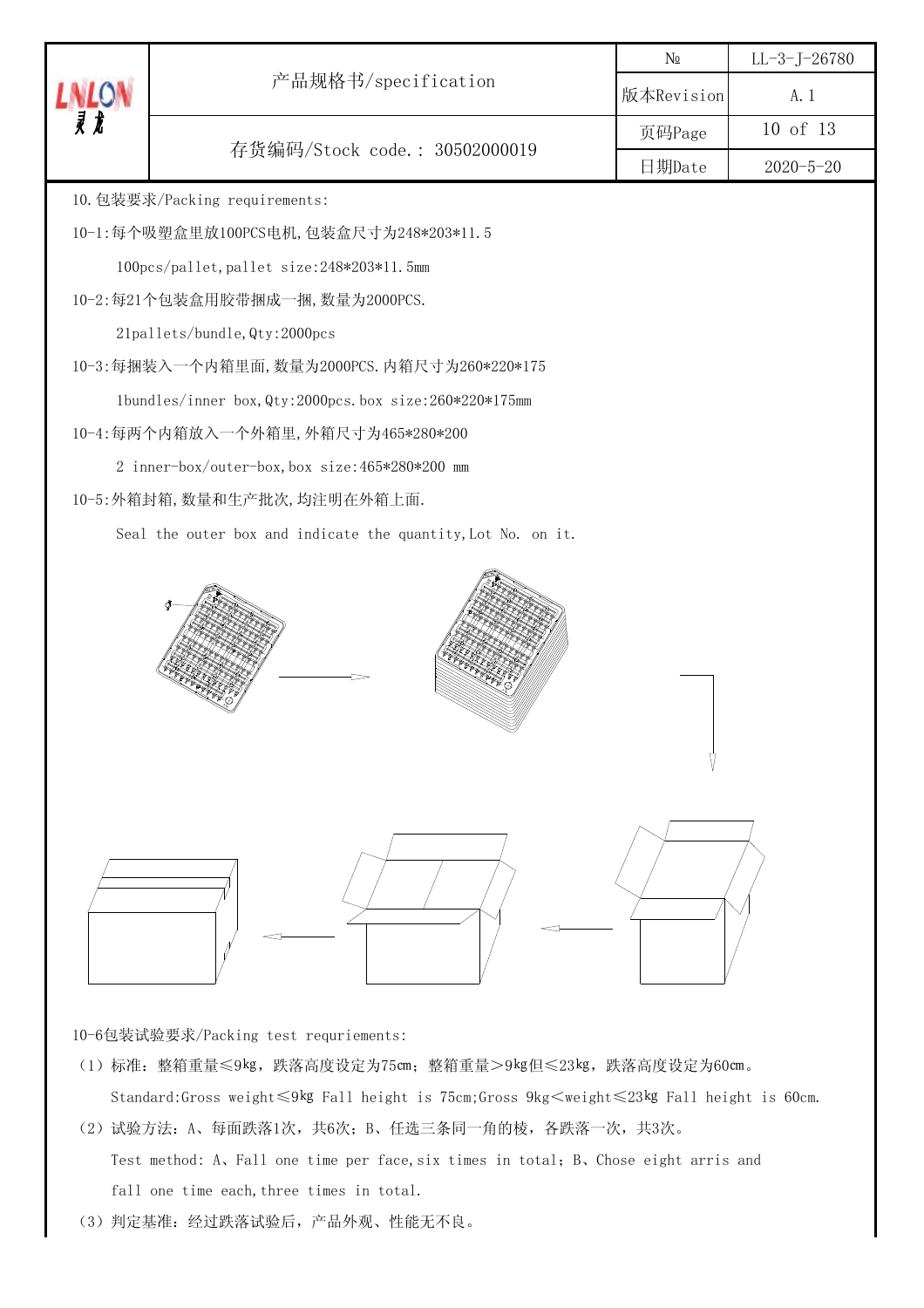10.包装要求/Packing requirements:

10-1:每个吸塑盒里放100PCS电机,包装盒尺寸为248*203*11.5

100pcs/pallet,pallet size:248*203*11.5mm

10-2:每21个包装盒用胶带捆成一捆,数量为2000PCS.

21pallets/bundle,Qty:2000pcs

10-3:每捆装入一个内箱里面,数量为2000PCS.内箱尺寸为260*220*175

1bundles/inner box,Qty:2000pcs.box size:260*220*175mm

10-4:每两个内箱放入一个外箱里,外箱尺寸为465*280*200

2 inner-box/outer-box,box size:465*280*200 mm

10-5:外箱封箱,数量和生产批次,均注明在外箱上面.

Seal the outer box and indicate the quantity,Lot No. on it.

10-6包装试验要求/Packing test requriements:

（1）标准：整箱重量≤9kg，跌落高度设定为75cm；整箱重量>9kg但≤23kg，跌落高度设定为60cm。

Standard:Gross weight≤9kg Fall height is 75cm;Gross 9kg<weight≤23kg Fall height is 60cm.

（2）试验方法：A、每面跌落1次，共6次；B、任选三条同一角的棱，各跌落一次，共3次。

Test method: A、Fall one time per face,six times in total；B、Chose eight arris and fall one time each,three times in total.

（3）判定基准：经过跌落试验后，产品外观、性能无不良。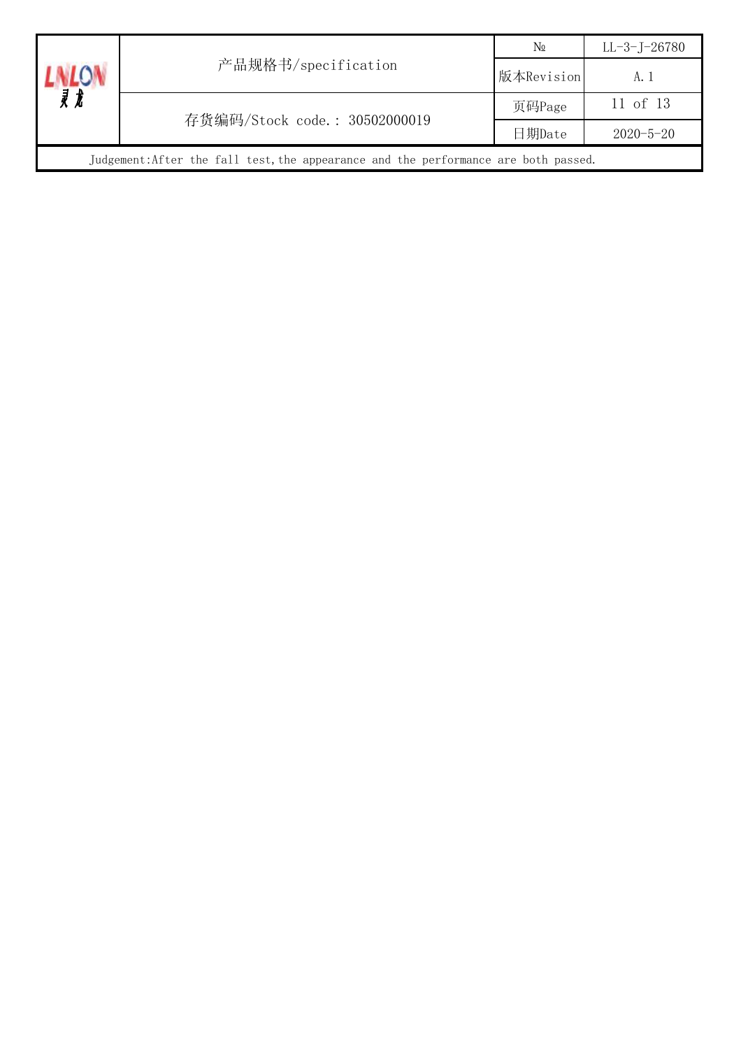Judgement:After the fall test,the appearance and the performance are both passed.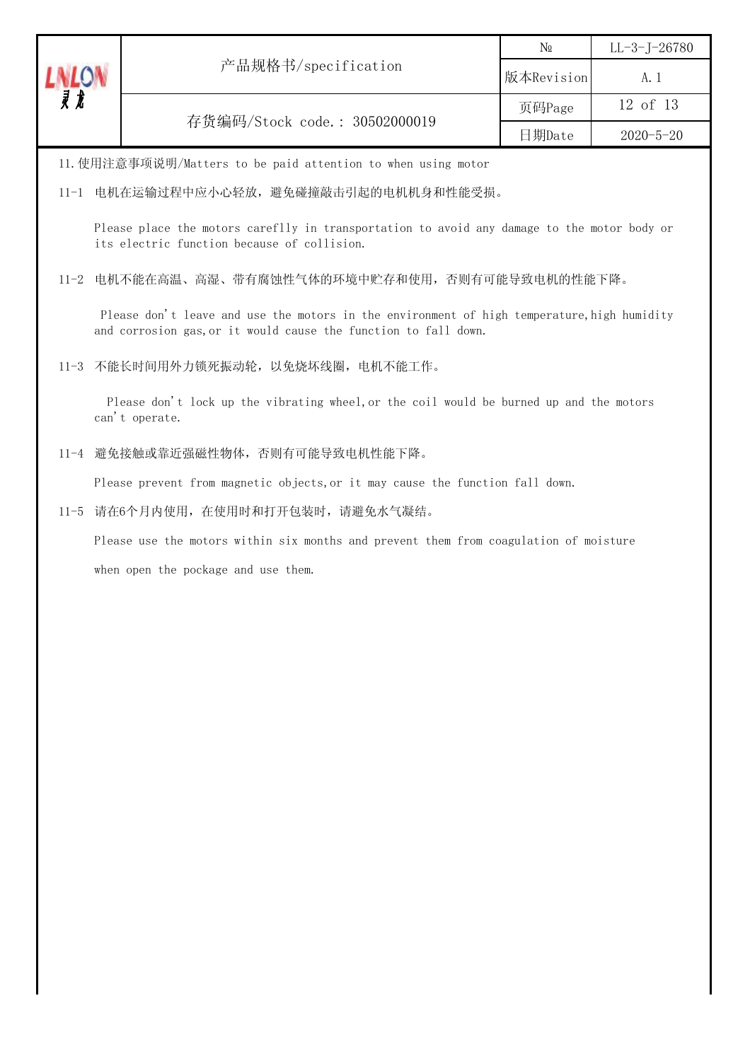## 11. 使用注意事项说明/Matters to be paid attention to when using motor

11-1 电机在运输过程中应小心轻放，避免碰撞敲击引起的电机机身和性能受损。

Please place the motors carefly in transportation to avoid any damage to the motor body or its electric function because of collision.

11-2 电机不能在高温、高湿、带有腐蚀性气体的环境中贮存和使用，否则有可能导致电机的性能下降。

Please don't leave and use the motors in the environment of high temperature,high humidity and corrosion gas,or it would cause the function to fall down.

11-3 不能长时间用外力锁死振动轮，以免烧坏线圈，电机不能工作。

Please don't lock up the vibrating wheel,or the coil would be burned up and the motors can't operate.

11-4 避免接触或靠近强磁性物体，否则有可能导致电机性能下降。

Please prevent from magnetic objects,or it may cause the function fall down.

11-5 请在6个月内使用，在使用时和打开包装时，请避免水气凝结。

Please use the motors within six months and prevent them from coagulation of moisture

when open the pockage and use them.